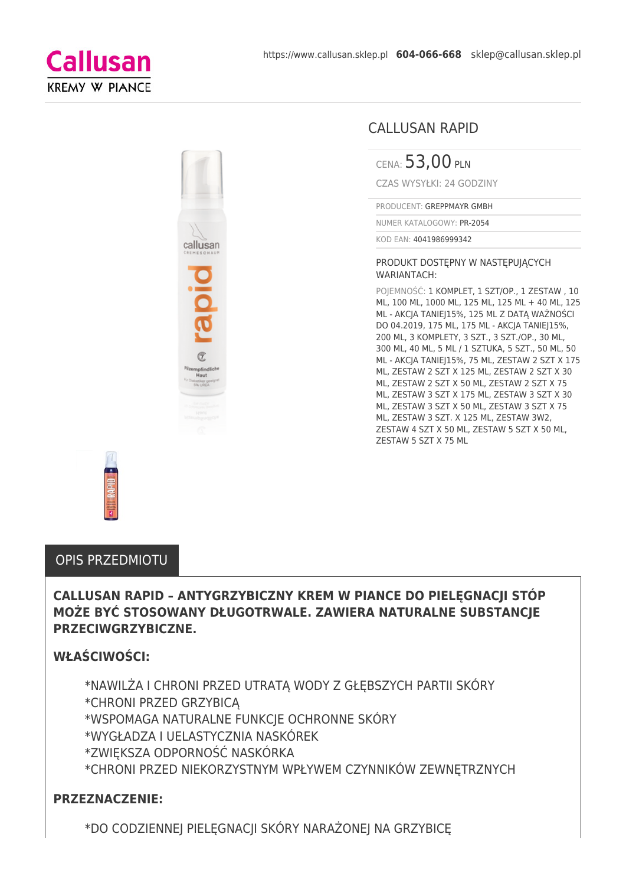Callusan
KREMY W PIANCE

https://www.callusan.sklep.pl **604-066-668** sklep@callusan.sklep.pl

# CALLUSAN RAPID

CENA: 53,00 PLN

CZAS WYSYŁKI: 24 GODZINY

PRODUCENT: GREPPMAYR GMBH

NUMER KATALOGOWY: PR-2054

KOD EAN: 4041986999342

PRODUKT DOSTĘPNY W NASTĘPUJĄCYCH WARIANTACH:

POJEMNOŚĆ: 1 KOMPLET, 1 SZT/OP., 1 ZESTAW , 10 ML, 100 ML, 1000 ML, 125 ML, 125 ML + 40 ML, 125 ML - AKCJA TANIEJ15%, 125 ML Z DATĄ WAŻNOŚCI DO 04.2019, 175 ML, 175 ML - AKCJA TANIEJ15%, 200 ML, 3 KOMPLETY, 3 SZT., 3 SZT./OP., 30 ML, 300 ML, 40 ML, 5 ML / 1 SZTUKA, 5 SZT., 50 ML, 50 ML - AKCJA TANIEJ15%, 75 ML, ZESTAW 2 SZT X 175 ML, ZESTAW 2 SZT X 125 ML, ZESTAW 2 SZT X 30 ML, ZESTAW 2 SZT X 50 ML, ZESTAW 2 SZT X 75 ML, ZESTAW 3 SZT X 175 ML, ZESTAW 3 SZT X 30 ML, ZESTAW 3 SZT X 50 ML, ZESTAW 3 SZT X 75 ML, ZESTAW 3 SZT. X 125 ML, ZESTAW 3W2, ZESTAW 4 SZT X 50 ML, ZESTAW 5 SZT X 50 ML, ZESTAW 5 SZT X 75 ML

## OPIS PRZEDMIOTU

**CALLUSAN RAPID – ANTYGRZYBICZNY KREM W PIANCE DO PIELĘGNACJI STÓP MOŻE BYĆ STOSOWANY DŁUGOTRWALE. ZAWIERA NATURALNE SUBSTANCJE PRZECIWGRZYBICZNE.**

**WŁAŚCIWOŚCI:**

*NAWILŻA I CHRONI PRZED UTRATĄ WODY Z GŁĘBSZYCH PARTII SKÓRY
*CHRONI PRZED GRZYBICĄ
*WSPOMAGA NATURALNE FUNKCJE OCHRONNE SKÓRY
*WYGŁADZA I UELASTYCZNIA NASKÓREK
*ZWIĘKSZA ODPORNOŚĆ NASKÓRKA
*CHRONI PRZED NIEKORZYSTNYM WPŁYWEM CZYNNIKÓW ZEWNĘTRZNYCH

**PRZEZNACZENIE:**

*DO CODZIENNEJ PIELĘGNACJI SKÓRY NARAŻONEJ NA GRZYBICĘ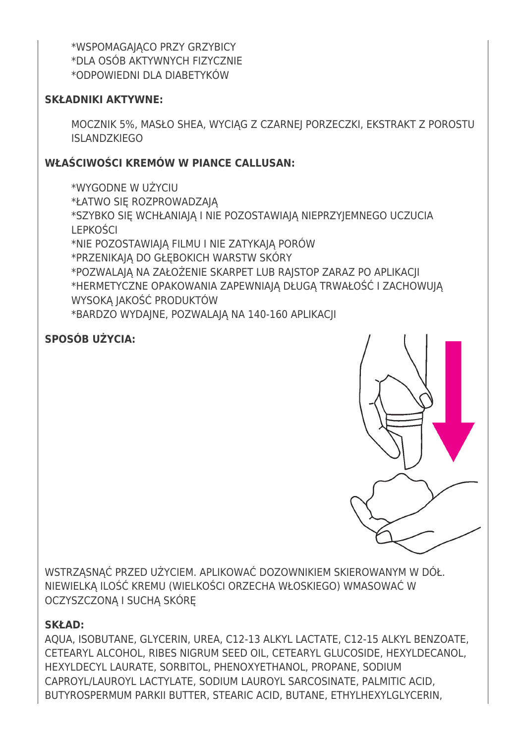*WSPOMAGAJĄCO PRZY GRZYBICY
*DLA OSÓB AKTYWNYCH FIZYCZNIE
*ODPOWIEDNI DLA DIABETYKÓW

**SKŁADNIKI AKTYWNE:**

MOCZNIK 5%, MASŁO SHEA, WYCIĄG Z CZARNEJ PORZECZKI, EKSTRAKT Z POROSTU ISLANDZKIEGO

**WŁAŚCIWOŚCI KREMÓW W PIANCE CALLUSAN:**

*WYGODNE W UŻYCIU
*ŁATWO SIĘ ROZPROWADZAJĄ
*SZYBKO SIĘ WCHŁANIAJĄ I NIE POZOSTAWIAJĄ NIEPRZYJEMNEGO UCZUCIA LEPKOŚCI
*NIE POZOSTAWIAJĄ FILMU I NIE ZATYKAJĄ PORÓW
*PRZENIKAJĄ DO GŁĘBOKICH WARSTW SKÓRY
*POZWALAJĄ NA ZAŁOŻENIE SKARPET LUB RAJSTOP ZARAZ PO APLIKACJI
*HERMETYCZNE OPAKOWANIA ZAPEWNIAJĄ DŁUGĄ TRWAŁOŚĆ I ZACHOWUJĄ WYSOKĄ JAKOŚĆ PRODUKTÓW
*BARDZO WYDAJNE, POZWALAJĄ NA 140-160 APLIKACJI

**SPOSÓB UŻYCIA:**

WSTRZĄSNĄĆ PRZED UŻYCIEM. APLIKOWAĆ DOZOWNIKIEM SKIEROWANYM W DÓŁ. NIEWIELKĄ ILOŚĆ KREMU (WIELKOŚCI ORZECHA WŁOSKIEGO) WMASOWAĆ W OCZYSZCZONĄ I SUCHĄ SKÓRĘ

**SKŁAD:**

AQUA, ISOBUTANE, GLYCERIN, UREA, C12-13 ALKYL LACTATE, C12-15 ALKYL BENZOATE, CETEARYL ALCOHOL, RIBES NIGRUM SEED OIL, CETEARYL GLUCOSIDE, HEXYLDECANOL, HEXYLDECYL LAURATE, SORBITOL, PHENOXYETHANOL, PROPANE, SODIUM CAPROYL/LAUROYL LACTYLATE, SODIUM LAUROYL SARCOSINATE, PALMITIC ACID, BUTYROSPERMUM PARKII BUTTER, STEARIC ACID, BUTANE, ETHYLHEXYLGLYCERIN,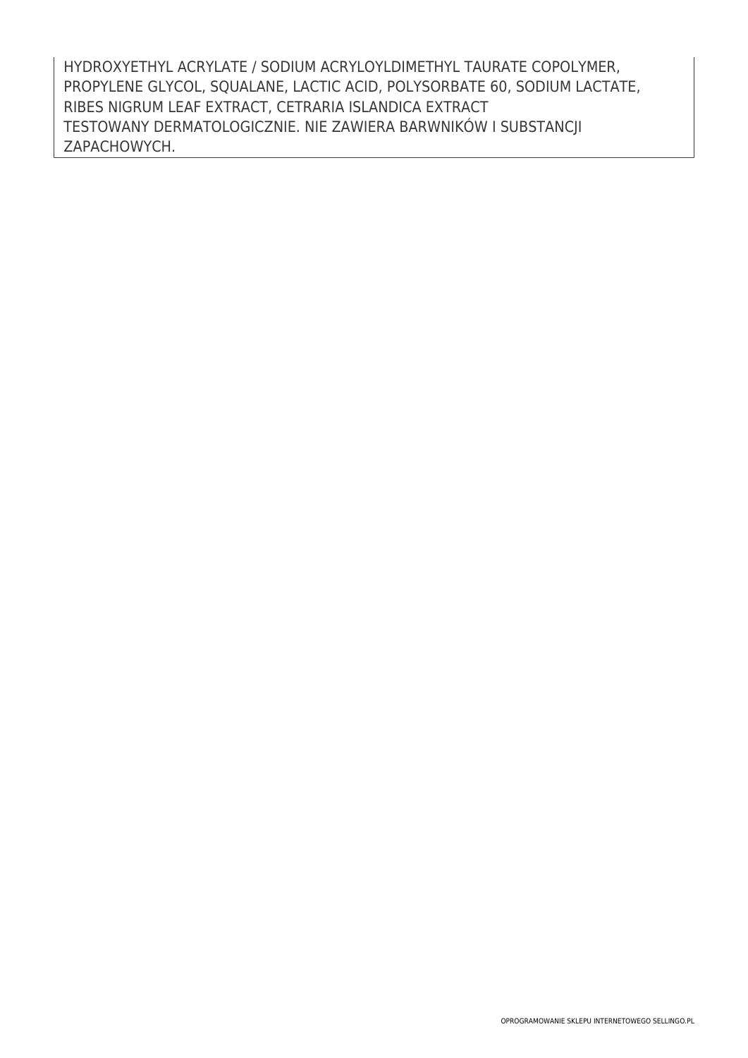HYDROXYETHYL ACRYLATE / SODIUM ACRYLOYLDIMETHYL TAURATE COPOLYMER, PROPYLENE GLYCOL, SQUALANE, LACTIC ACID, POLYSORBATE 60, SODIUM LACTATE, RIBES NIGRUM LEAF EXTRACT, CETRARIA ISLANDICA EXTRACT
TESTOWANY DERMATOLOGICZNIE. NIE ZAWIERA BARWNIKÓW I SUBSTANCJI ZAPACHOWYCH.